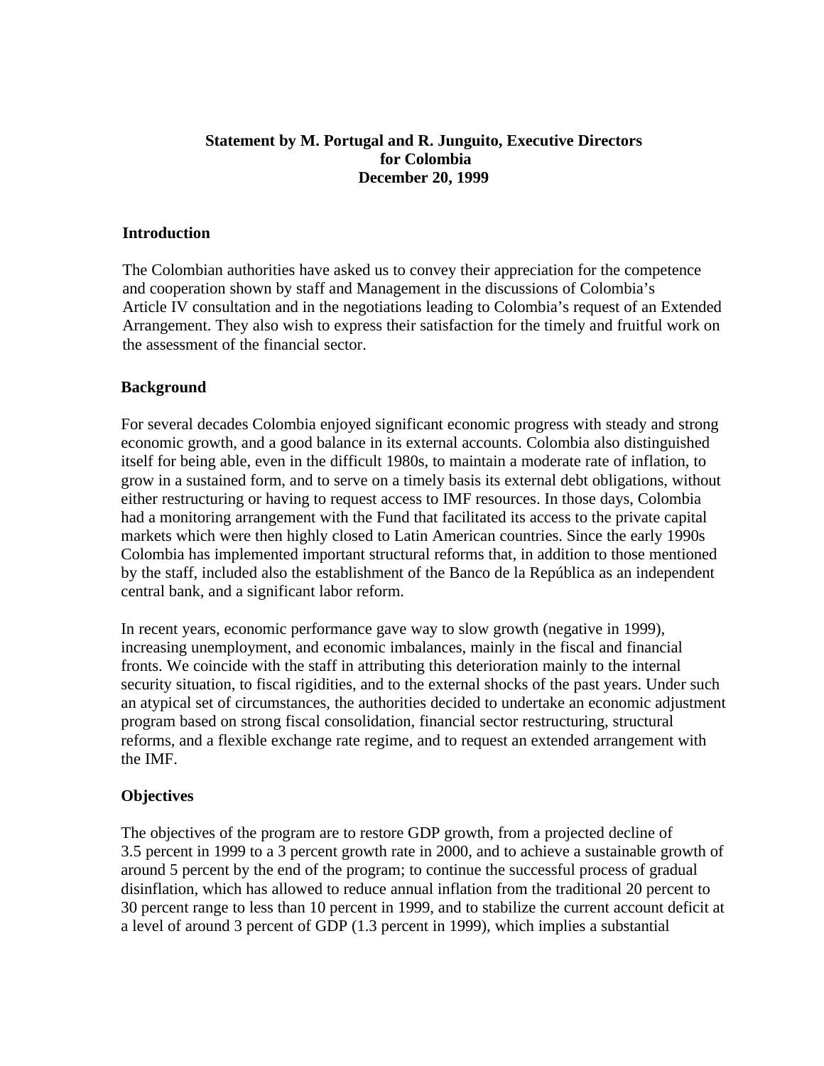# Statement by M. Portugal and R. Junguito, Executive Directors for Colombia
## December 20, 1999

### Introduction

The Colombian authorities have asked us to convey their appreciation for the competence and cooperation shown by staff and Management in the discussions of Colombia's Article IV consultation and in the negotiations leading to Colombia's request of an Extended Arrangement. They also wish to express their satisfaction for the timely and fruitful work on the assessment of the financial sector.

### Background

For several decades Colombia enjoyed significant economic progress with steady and strong economic growth, and a good balance in its external accounts. Colombia also distinguished itself for being able, even in the difficult 1980s, to maintain a moderate rate of inflation, to grow in a sustained form, and to serve on a timely basis its external debt obligations, without either restructuring or having to request access to IMF resources. In those days, Colombia had a monitoring arrangement with the Fund that facilitated its access to the private capital markets which were then highly closed to Latin American countries. Since the early 1990s Colombia has implemented important structural reforms that, in addition to those mentioned by the staff, included also the establishment of the Banco de la República as an independent central bank, and a significant labor reform.

In recent years, economic performance gave way to slow growth (negative in 1999), increasing unemployment, and economic imbalances, mainly in the fiscal and financial fronts. We coincide with the staff in attributing this deterioration mainly to the internal security situation, to fiscal rigidities, and to the external shocks of the past years. Under such an atypical set of circumstances, the authorities decided to undertake an economic adjustment program based on strong fiscal consolidation, financial sector restructuring, structural reforms, and a flexible exchange rate regime, and to request an extended arrangement with the IMF.

### Objectives

The objectives of the program are to restore GDP growth, from a projected decline of 3.5 percent in 1999 to a 3 percent growth rate in 2000, and to achieve a sustainable growth of around 5 percent by the end of the program; to continue the successful process of gradual disinflation, which has allowed to reduce annual inflation from the traditional 20 percent to 30 percent range to less than 10 percent in 1999, and to stabilize the current account deficit at a level of around 3 percent of GDP (1.3 percent in 1999), which implies a substantial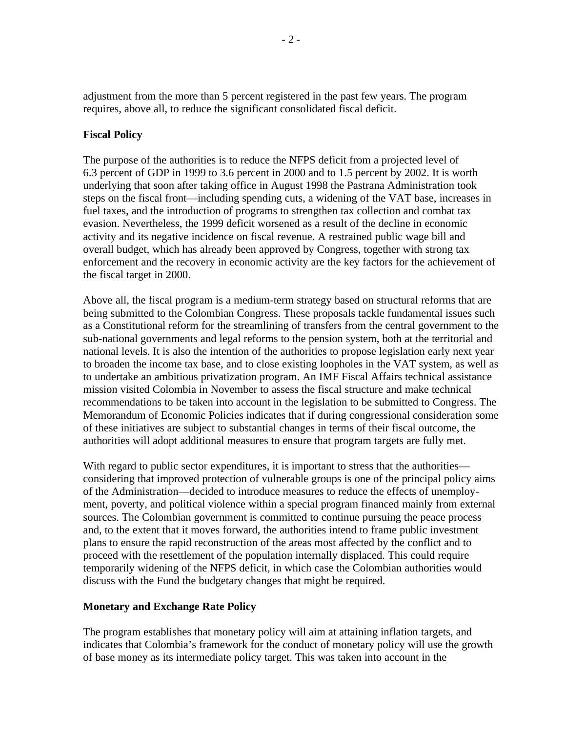adjustment from the more than 5 percent registered in the past few years. The program requires, above all, to reduce the significant consolidated fiscal deficit.

**Fiscal Policy**

The purpose of the authorities is to reduce the NFPS deficit from a projected level of 6.3 percent of GDP in 1999 to 3.6 percent in 2000 and to 1.5 percent by 2002. It is worth underlying that soon after taking office in August 1998 the Pastrana Administration took steps on the fiscal front—including spending cuts, a widening of the VAT base, increases in fuel taxes, and the introduction of programs to strengthen tax collection and combat tax evasion. Nevertheless, the 1999 deficit worsened as a result of the decline in economic activity and its negative incidence on fiscal revenue. A restrained public wage bill and overall budget, which has already been approved by Congress, together with strong tax enforcement and the recovery in economic activity are the key factors for the achievement of the fiscal target in 2000.

Above all, the fiscal program is a medium-term strategy based on structural reforms that are being submitted to the Colombian Congress. These proposals tackle fundamental issues such as a Constitutional reform for the streamlining of transfers from the central government to the sub-national governments and legal reforms to the pension system, both at the territorial and national levels. It is also the intention of the authorities to propose legislation early next year to broaden the income tax base, and to close existing loopholes in the VAT system, as well as to undertake an ambitious privatization program. An IMF Fiscal Affairs technical assistance mission visited Colombia in November to assess the fiscal structure and make technical recommendations to be taken into account in the legislation to be submitted to Congress. The Memorandum of Economic Policies indicates that if during congressional consideration some of these initiatives are subject to substantial changes in terms of their fiscal outcome, the authorities will adopt additional measures to ensure that program targets are fully met.

With regard to public sector expenditures, it is important to stress that the authorities—considering that improved protection of vulnerable groups is one of the principal policy aims of the Administration—decided to introduce measures to reduce the effects of unemployment, poverty, and political violence within a special program financed mainly from external sources. The Colombian government is committed to continue pursuing the peace process and, to the extent that it moves forward, the authorities intend to frame public investment plans to ensure the rapid reconstruction of the areas most affected by the conflict and to proceed with the resettlement of the population internally displaced. This could require temporarily widening of the NFPS deficit, in which case the Colombian authorities would discuss with the Fund the budgetary changes that might be required.

**Monetary and Exchange Rate Policy**

The program establishes that monetary policy will aim at attaining inflation targets, and indicates that Colombia's framework for the conduct of monetary policy will use the growth of base money as its intermediate policy target. This was taken into account in the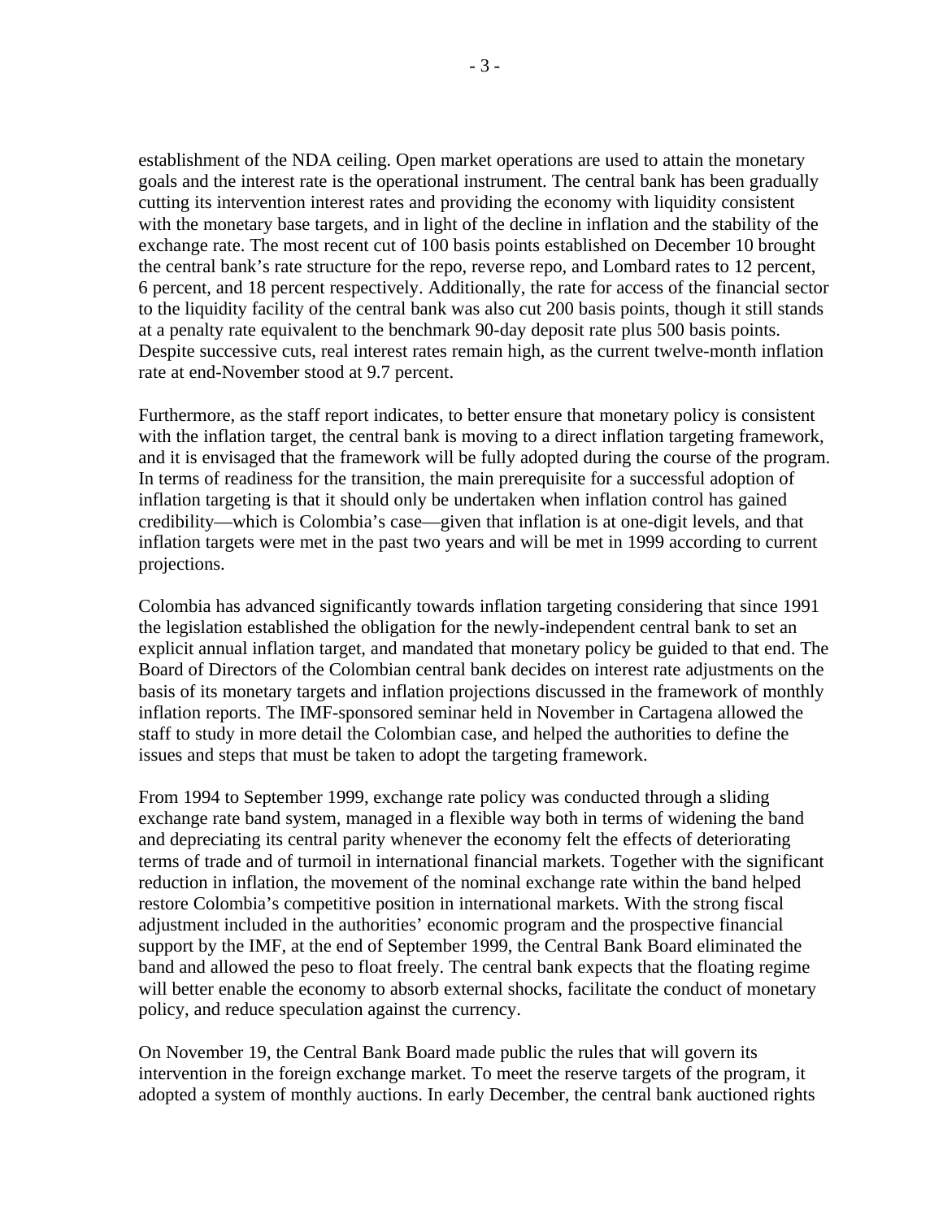establishment of the NDA ceiling. Open market operations are used to attain the monetary goals and the interest rate is the operational instrument. The central bank has been gradually cutting its intervention interest rates and providing the economy with liquidity consistent with the monetary base targets, and in light of the decline in inflation and the stability of the exchange rate. The most recent cut of 100 basis points established on December 10 brought the central bank's rate structure for the repo, reverse repo, and Lombard rates to 12 percent, 6 percent, and 18 percent respectively. Additionally, the rate for access of the financial sector to the liquidity facility of the central bank was also cut 200 basis points, though it still stands at a penalty rate equivalent to the benchmark 90-day deposit rate plus 500 basis points. Despite successive cuts, real interest rates remain high, as the current twelve-month inflation rate at end-November stood at 9.7 percent.

Furthermore, as the staff report indicates, to better ensure that monetary policy is consistent with the inflation target, the central bank is moving to a direct inflation targeting framework, and it is envisaged that the framework will be fully adopted during the course of the program. In terms of readiness for the transition, the main prerequisite for a successful adoption of inflation targeting is that it should only be undertaken when inflation control has gained credibility—which is Colombia's case—given that inflation is at one-digit levels, and that inflation targets were met in the past two years and will be met in 1999 according to current projections.

Colombia has advanced significantly towards inflation targeting considering that since 1991 the legislation established the obligation for the newly-independent central bank to set an explicit annual inflation target, and mandated that monetary policy be guided to that end. The Board of Directors of the Colombian central bank decides on interest rate adjustments on the basis of its monetary targets and inflation projections discussed in the framework of monthly inflation reports. The IMF-sponsored seminar held in November in Cartagena allowed the staff to study in more detail the Colombian case, and helped the authorities to define the issues and steps that must be taken to adopt the targeting framework.

From 1994 to September 1999, exchange rate policy was conducted through a sliding exchange rate band system, managed in a flexible way both in terms of widening the band and depreciating its central parity whenever the economy felt the effects of deteriorating terms of trade and of turmoil in international financial markets. Together with the significant reduction in inflation, the movement of the nominal exchange rate within the band helped restore Colombia's competitive position in international markets. With the strong fiscal adjustment included in the authorities' economic program and the prospective financial support by the IMF, at the end of September 1999, the Central Bank Board eliminated the band and allowed the peso to float freely. The central bank expects that the floating regime will better enable the economy to absorb external shocks, facilitate the conduct of monetary policy, and reduce speculation against the currency.

On November 19, the Central Bank Board made public the rules that will govern its intervention in the foreign exchange market. To meet the reserve targets of the program, it adopted a system of monthly auctions. In early December, the central bank auctioned rights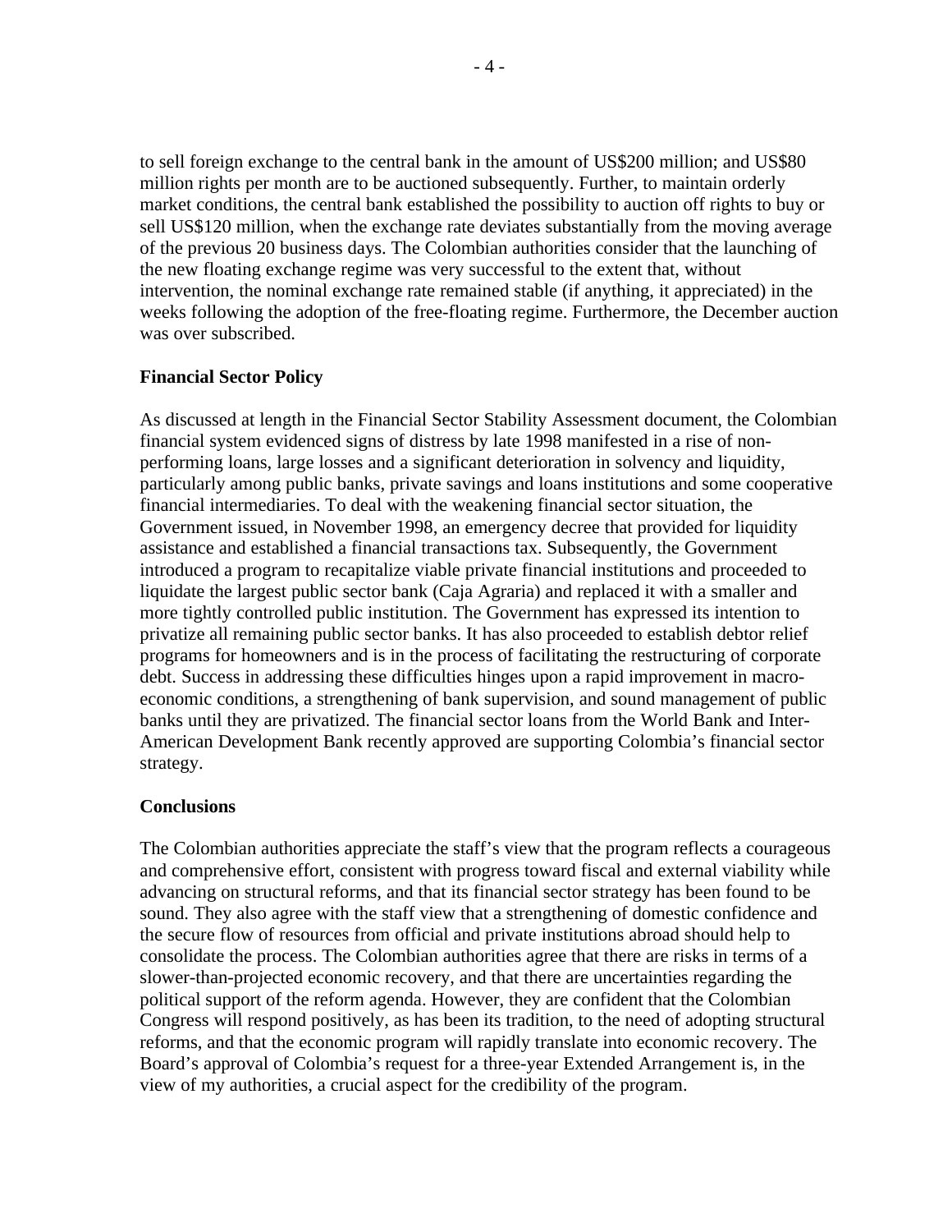to sell foreign exchange to the central bank in the amount of US$200 million; and US$80 million rights per month are to be auctioned subsequently. Further, to maintain orderly market conditions, the central bank established the possibility to auction off rights to buy or sell US$120 million, when the exchange rate deviates substantially from the moving average of the previous 20 business days. The Colombian authorities consider that the launching of the new floating exchange regime was very successful to the extent that, without intervention, the nominal exchange rate remained stable (if anything, it appreciated) in the weeks following the adoption of the free-floating regime. Furthermore, the December auction was over subscribed.

**Financial Sector Policy**

As discussed at length in the Financial Sector Stability Assessment document, the Colombian financial system evidenced signs of distress by late 1998 manifested in a rise of non-performing loans, large losses and a significant deterioration in solvency and liquidity, particularly among public banks, private savings and loans institutions and some cooperative financial intermediaries. To deal with the weakening financial sector situation, the Government issued, in November 1998, an emergency decree that provided for liquidity assistance and established a financial transactions tax. Subsequently, the Government introduced a program to recapitalize viable private financial institutions and proceeded to liquidate the largest public sector bank (Caja Agraria) and replaced it with a smaller and more tightly controlled public institution. The Government has expressed its intention to privatize all remaining public sector banks. It has also proceeded to establish debtor relief programs for homeowners and is in the process of facilitating the restructuring of corporate debt. Success in addressing these difficulties hinges upon a rapid improvement in macro-economic conditions, a strengthening of bank supervision, and sound management of public banks until they are privatized. The financial sector loans from the World Bank and Inter-American Development Bank recently approved are supporting Colombia's financial sector strategy.

**Conclusions**

The Colombian authorities appreciate the staff's view that the program reflects a courageous and comprehensive effort, consistent with progress toward fiscal and external viability while advancing on structural reforms, and that its financial sector strategy has been found to be sound. They also agree with the staff view that a strengthening of domestic confidence and the secure flow of resources from official and private institutions abroad should help to consolidate the process. The Colombian authorities agree that there are risks in terms of a slower-than-projected economic recovery, and that there are uncertainties regarding the political support of the reform agenda. However, they are confident that the Colombian Congress will respond positively, as has been its tradition, to the need of adopting structural reforms, and that the economic program will rapidly translate into economic recovery. The Board's approval of Colombia's request for a three-year Extended Arrangement is, in the view of my authorities, a crucial aspect for the credibility of the program.